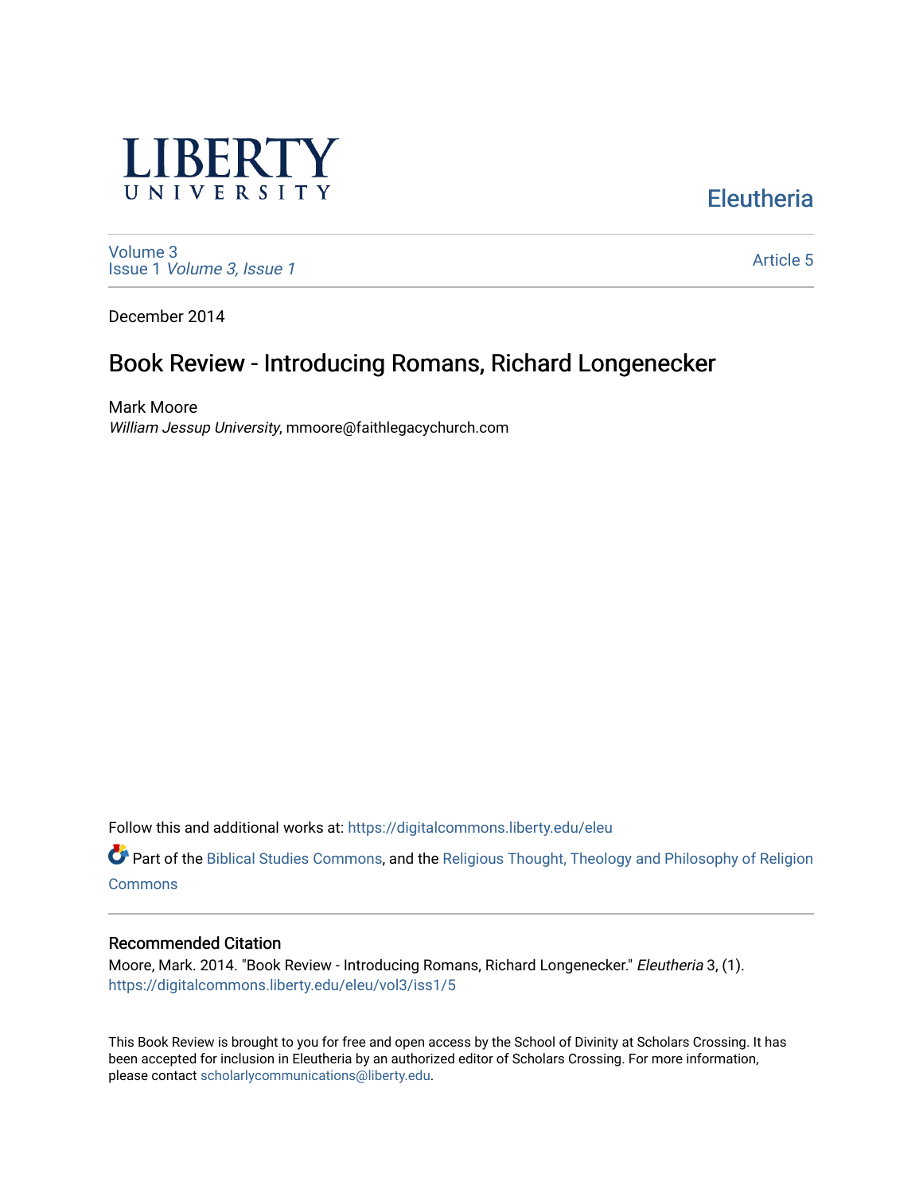LIBERTY UNIVERSITY

Eleutheria

Volume 3
Issue 1 *Volume 3, Issue 1*

Article 5

December 2014

# Book Review - Introducing Romans, Richard Longenecker

Mark Moore
*William Jessup University*, mmoore@faithlegacychurch.com

Follow this and additional works at: https://digitalcommons.liberty.edu/eleu

Part of the Biblical Studies Commons, and the Religious Thought, Theology and Philosophy of Religion Commons

## Recommended Citation

Moore, Mark. 2014. "Book Review - Introducing Romans, Richard Longenecker." *Eleutheria* 3, (1).
https://digitalcommons.liberty.edu/eleu/vol3/iss1/5

This Book Review is brought to you for free and open access by the School of Divinity at Scholars Crossing. It has been accepted for inclusion in Eleutheria by an authorized editor of Scholars Crossing. For more information, please contact scholarlycommunications@liberty.edu.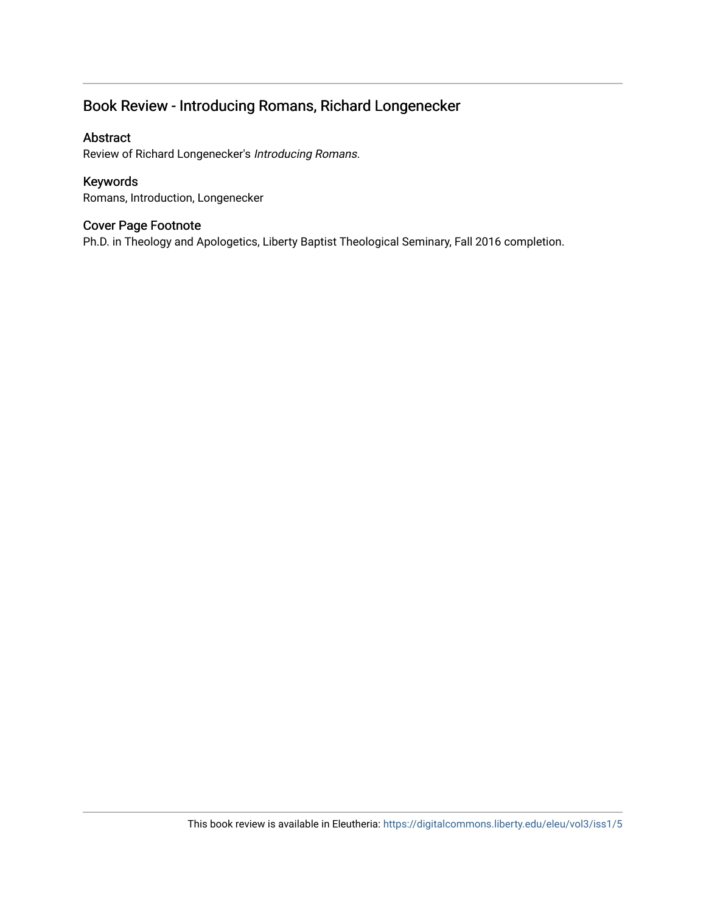## Book Review - Introducing Romans, Richard Longenecker

### Abstract

Review of Richard Longenecker's *Introducing Romans*.

### Keywords

Romans, Introduction, Longenecker

### Cover Page Footnote

Ph.D. in Theology and Apologetics, Liberty Baptist Theological Seminary, Fall 2016 completion.

This book review is available in Eleutheria: https://digitalcommons.liberty.edu/eleu/vol3/iss1/5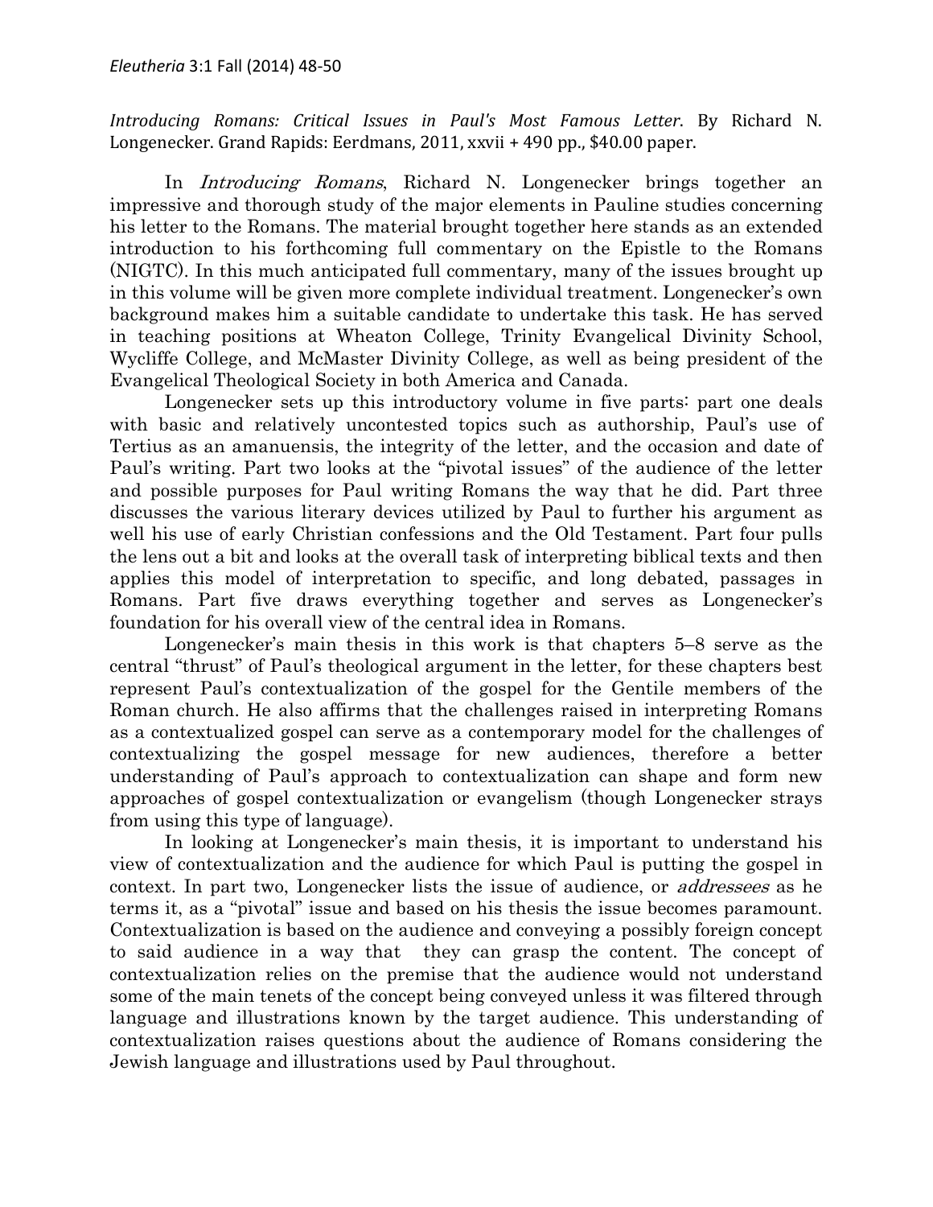*Introducing Romans: Critical Issues in Paul's Most Famous Letter*. By Richard N. Longenecker. Grand Rapids: Eerdmans, 2011, xxvii + 490 pp., $40.00 paper.

In *Introducing Romans*, Richard N. Longenecker brings together an impressive and thorough study of the major elements in Pauline studies concerning his letter to the Romans. The material brought together here stands as an extended introduction to his forthcoming full commentary on the Epistle to the Romans (NIGTC). In this much anticipated full commentary, many of the issues brought up in this volume will be given more complete individual treatment. Longenecker's own background makes him a suitable candidate to undertake this task. He has served in teaching positions at Wheaton College, Trinity Evangelical Divinity School, Wycliffe College, and McMaster Divinity College, as well as being president of the Evangelical Theological Society in both America and Canada.

Longenecker sets up this introductory volume in five parts: part one deals with basic and relatively uncontested topics such as authorship, Paul's use of Tertius as an amanuensis, the integrity of the letter, and the occasion and date of Paul's writing. Part two looks at the "pivotal issues" of the audience of the letter and possible purposes for Paul writing Romans the way that he did. Part three discusses the various literary devices utilized by Paul to further his argument as well his use of early Christian confessions and the Old Testament. Part four pulls the lens out a bit and looks at the overall task of interpreting biblical texts and then applies this model of interpretation to specific, and long debated, passages in Romans. Part five draws everything together and serves as Longenecker's foundation for his overall view of the central idea in Romans.

Longenecker's main thesis in this work is that chapters 5–8 serve as the central "thrust" of Paul's theological argument in the letter, for these chapters best represent Paul's contextualization of the gospel for the Gentile members of the Roman church. He also affirms that the challenges raised in interpreting Romans as a contextualized gospel can serve as a contemporary model for the challenges of contextualizing the gospel message for new audiences, therefore a better understanding of Paul's approach to contextualization can shape and form new approaches of gospel contextualization or evangelism (though Longenecker strays from using this type of language).

In looking at Longenecker's main thesis, it is important to understand his view of contextualization and the audience for which Paul is putting the gospel in context. In part two, Longenecker lists the issue of audience, or *addressees* as he terms it, as a "pivotal" issue and based on his thesis the issue becomes paramount. Contextualization is based on the audience and conveying a possibly foreign concept to said audience in a way that they can grasp the content. The concept of contextualization relies on the premise that the audience would not understand some of the main tenets of the concept being conveyed unless it was filtered through language and illustrations known by the target audience. This understanding of contextualization raises questions about the audience of Romans considering the Jewish language and illustrations used by Paul throughout.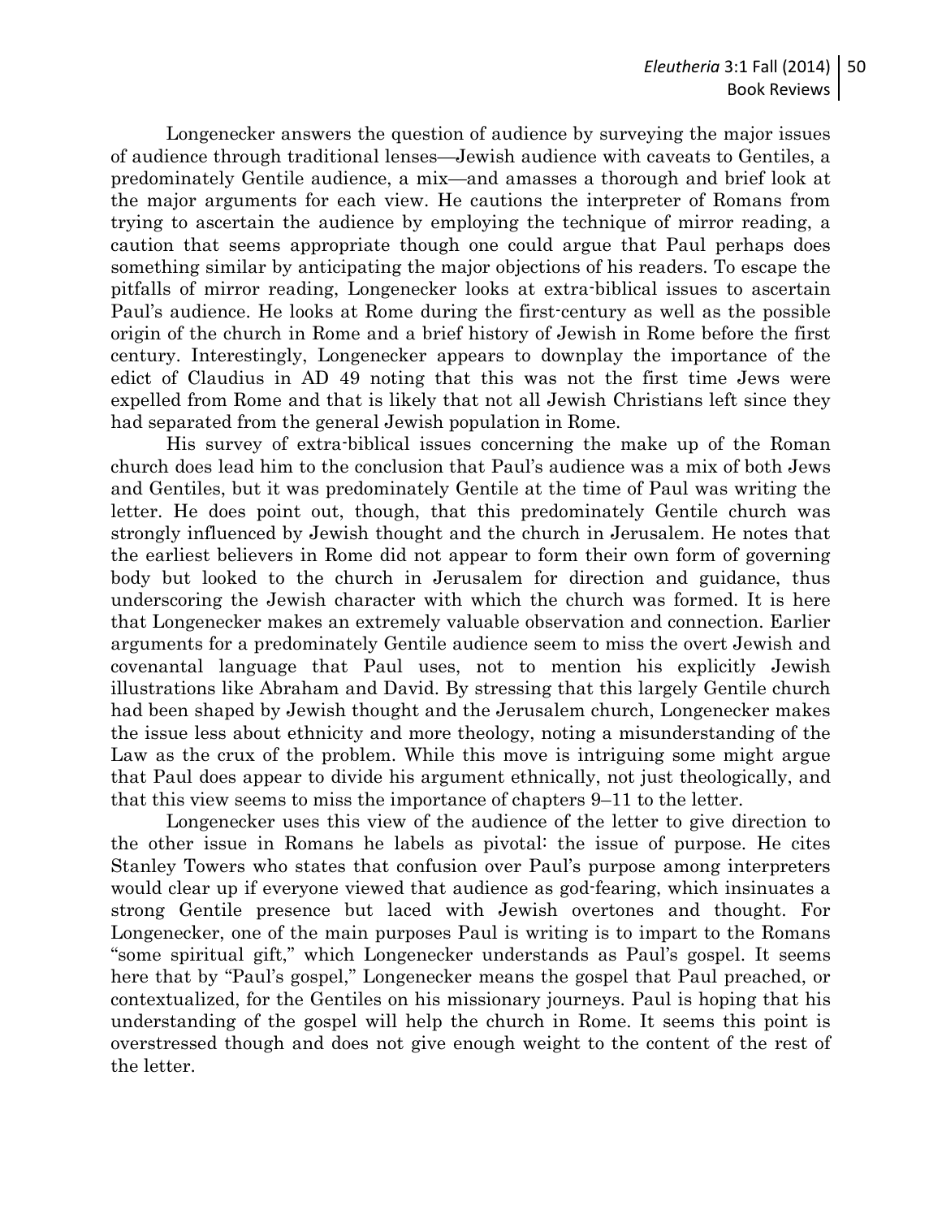Longenecker answers the question of audience by surveying the major issues of audience through traditional lenses—Jewish audience with caveats to Gentiles, a predominately Gentile audience, a mix—and amasses a thorough and brief look at the major arguments for each view. He cautions the interpreter of Romans from trying to ascertain the audience by employing the technique of mirror reading, a caution that seems appropriate though one could argue that Paul perhaps does something similar by anticipating the major objections of his readers. To escape the pitfalls of mirror reading, Longenecker looks at extra-biblical issues to ascertain Paul's audience. He looks at Rome during the first-century as well as the possible origin of the church in Rome and a brief history of Jewish in Rome before the first century. Interestingly, Longenecker appears to downplay the importance of the edict of Claudius in AD 49 noting that this was not the first time Jews were expelled from Rome and that is likely that not all Jewish Christians left since they had separated from the general Jewish population in Rome.

His survey of extra-biblical issues concerning the make up of the Roman church does lead him to the conclusion that Paul's audience was a mix of both Jews and Gentiles, but it was predominately Gentile at the time of Paul was writing the letter. He does point out, though, that this predominately Gentile church was strongly influenced by Jewish thought and the church in Jerusalem. He notes that the earliest believers in Rome did not appear to form their own form of governing body but looked to the church in Jerusalem for direction and guidance, thus underscoring the Jewish character with which the church was formed. It is here that Longenecker makes an extremely valuable observation and connection. Earlier arguments for a predominately Gentile audience seem to miss the overt Jewish and covenantal language that Paul uses, not to mention his explicitly Jewish illustrations like Abraham and David. By stressing that this largely Gentile church had been shaped by Jewish thought and the Jerusalem church, Longenecker makes the issue less about ethnicity and more theology, noting a misunderstanding of the Law as the crux of the problem. While this move is intriguing some might argue that Paul does appear to divide his argument ethnically, not just theologically, and that this view seems to miss the importance of chapters 9–11 to the letter.

Longenecker uses this view of the audience of the letter to give direction to the other issue in Romans he labels as pivotal: the issue of purpose. He cites Stanley Towers who states that confusion over Paul's purpose among interpreters would clear up if everyone viewed that audience as god-fearing, which insinuates a strong Gentile presence but laced with Jewish overtones and thought. For Longenecker, one of the main purposes Paul is writing is to impart to the Romans "some spiritual gift," which Longenecker understands as Paul's gospel. It seems here that by "Paul's gospel," Longenecker means the gospel that Paul preached, or contextualized, for the Gentiles on his missionary journeys. Paul is hoping that his understanding of the gospel will help the church in Rome. It seems this point is overstressed though and does not give enough weight to the content of the rest of the letter.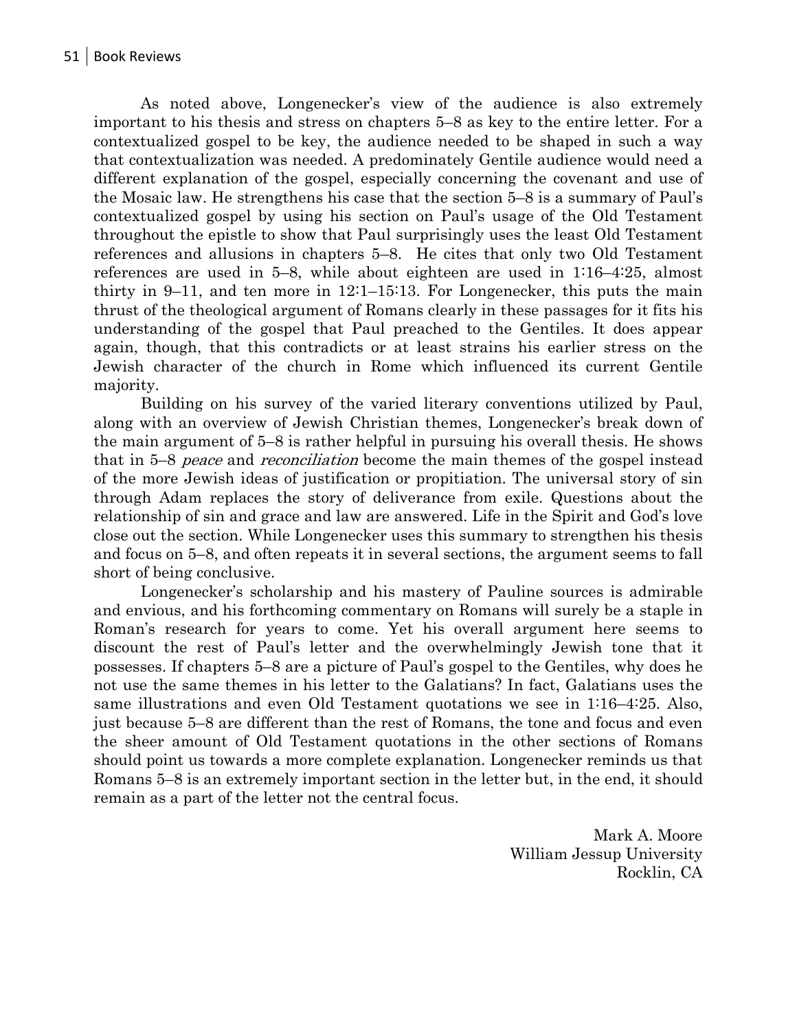As noted above, Longenecker's view of the audience is also extremely important to his thesis and stress on chapters 5–8 as key to the entire letter. For a contextualized gospel to be key, the audience needed to be shaped in such a way that contextualization was needed. A predominately Gentile audience would need a different explanation of the gospel, especially concerning the covenant and use of the Mosaic law. He strengthens his case that the section 5–8 is a summary of Paul's contextualized gospel by using his section on Paul's usage of the Old Testament throughout the epistle to show that Paul surprisingly uses the least Old Testament references and allusions in chapters 5–8. He cites that only two Old Testament references are used in 5–8, while about eighteen are used in 1:16–4:25, almost thirty in 9–11, and ten more in 12:1–15:13. For Longenecker, this puts the main thrust of the theological argument of Romans clearly in these passages for it fits his understanding of the gospel that Paul preached to the Gentiles. It does appear again, though, that this contradicts or at least strains his earlier stress on the Jewish character of the church in Rome which influenced its current Gentile majority.

Building on his survey of the varied literary conventions utilized by Paul, along with an overview of Jewish Christian themes, Longenecker's break down of the main argument of 5–8 is rather helpful in pursuing his overall thesis. He shows that in 5–8 *peace* and *reconciliation* become the main themes of the gospel instead of the more Jewish ideas of justification or propitiation. The universal story of sin through Adam replaces the story of deliverance from exile. Questions about the relationship of sin and grace and law are answered. Life in the Spirit and God's love close out the section. While Longenecker uses this summary to strengthen his thesis and focus on 5–8, and often repeats it in several sections, the argument seems to fall short of being conclusive.

Longenecker's scholarship and his mastery of Pauline sources is admirable and envious, and his forthcoming commentary on Romans will surely be a staple in Roman's research for years to come. Yet his overall argument here seems to discount the rest of Paul's letter and the overwhelmingly Jewish tone that it possesses. If chapters 5–8 are a picture of Paul's gospel to the Gentiles, why does he not use the same themes in his letter to the Galatians? In fact, Galatians uses the same illustrations and even Old Testament quotations we see in 1:16–4:25. Also, just because 5–8 are different than the rest of Romans, the tone and focus and even the sheer amount of Old Testament quotations in the other sections of Romans should point us towards a more complete explanation. Longenecker reminds us that Romans 5–8 is an extremely important section in the letter but, in the end, it should remain as a part of the letter not the central focus.

Mark A. Moore  
William Jessup University  
Rocklin, CA